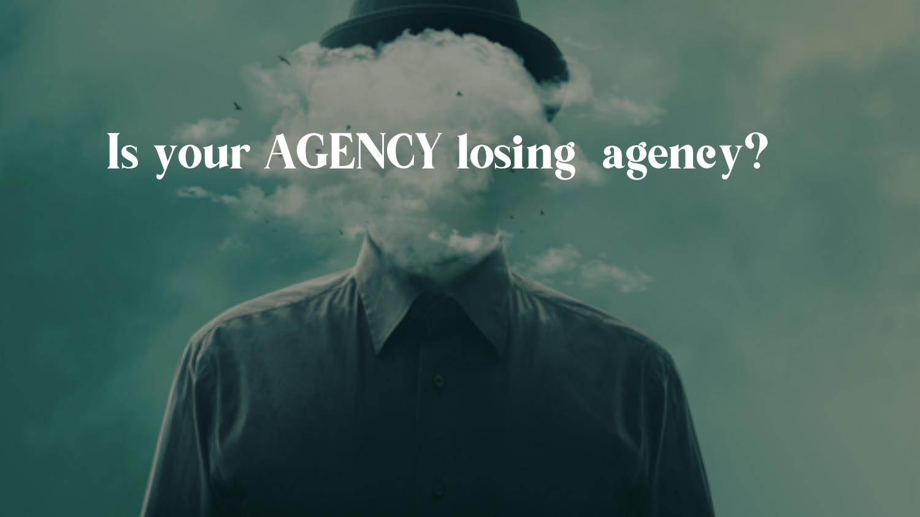# Is your AGENCY losing agency?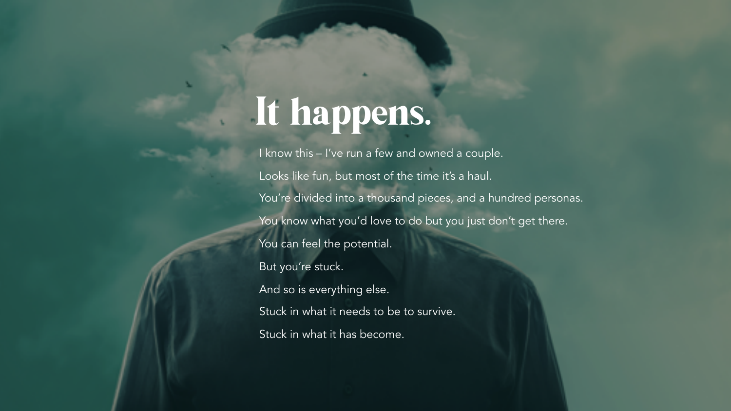# It happens.

I know this – I've run a few and owned a couple.

Looks like fun, but most of the time it's a haul.

You're divided into a thousand pieces, and a hundred personas.

You know what you'd love to do but you just don't get there.

You can feel the potential.

But you're stuck.

And so is everything else.

Stuck in what it needs to be to survive.

Stuck in what it has become.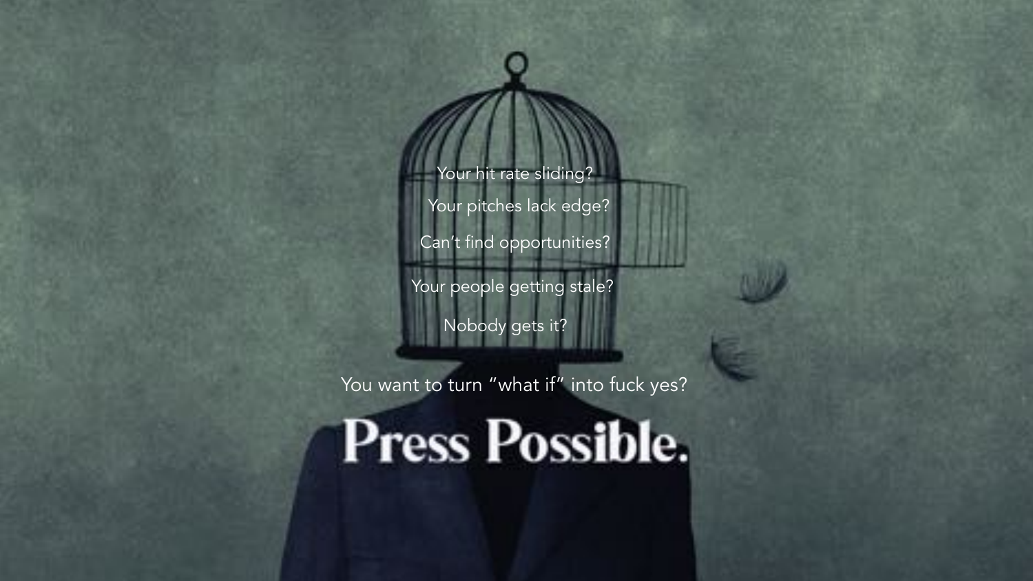Your hit rate sliding?

Your pitches lack edge?

Can't find opportunities?

Your people getting stale?

Nobody gets it?

You want to turn "what if" into fuck yes?

# Press Possible.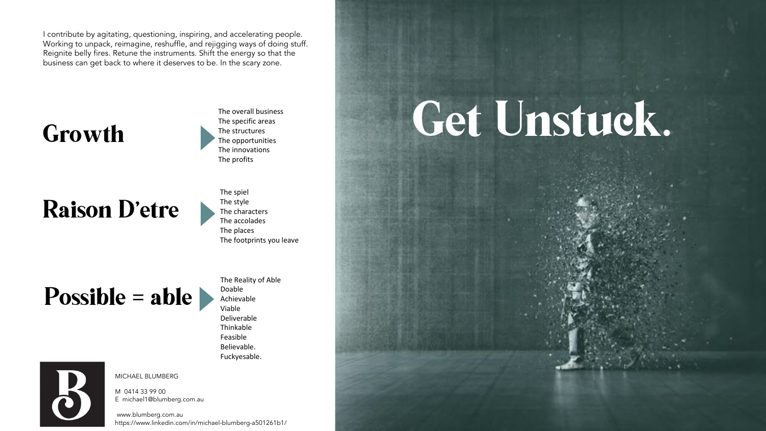I contribute by agitating, questioning, inspiring, and accelerating people. Working to unpack, reimagine, reshuffle, and rejigging ways of doing stuff. Reignite belly fires. Retune the instruments. Shift the energy so that the business can get back to where it deserves to be. In the scary zone.

## Growth

- The overall business
- The specific areas
- The structures
- The opportunities
- The innovations
- The profits

## Raison D'etre

- The spiel
- The style
- The characters
- The accolades
- The places
- The footprints you leave

## Possible = able

- The Reality of Able
- Doable
- Achievable
- Viable
- Deliverable
- Thinkable
- Feasible
- Believable.
- Fuckyesable.

MICHAEL BLUMBERG

M 0414 33 99 00
E michael1@blumberg.com.au

www.blumberg.com.au
https://www.linkedin.com/in/michael-blumberg-a501261b1/

# Get Unstuck.